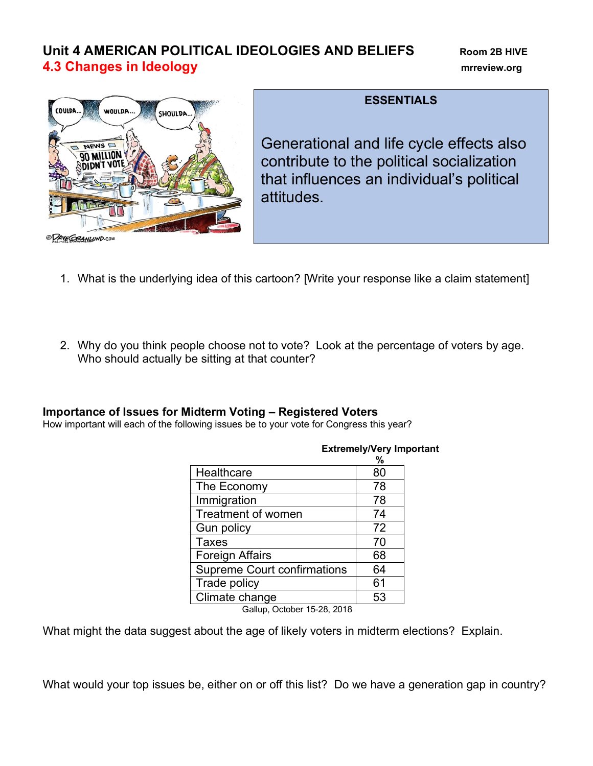# Unit 4 AMERICAN POLITICAL IDEOLOGIES AND BELIEFS

**Room 2B HIVE**
**mrreview.org**

## 4.3 Changes in Ideology

**ESSENTIALS**

Generational and life cycle effects also contribute to the political socialization that influences an individual's political attitudes.

1. What is the underlying idea of this cartoon? [Write your response like a claim statement]

2. Why do you think people choose not to vote? Look at the percentage of voters by age. Who should actually be sitting at that counter?

### Importance of Issues for Midterm Voting – Registered Voters

How important will each of the following issues be to your vote for Congress this year?

| | Extremely/Very Important % |
|---|---|
| Healthcare | 80 |
| The Economy | 78 |
| Immigration | 78 |
| Treatment of women | 74 |
| Gun policy | 72 |
| Taxes | 70 |
| Foreign Affairs | 68 |
| Supreme Court confirmations | 64 |
| Trade policy | 61 |
| Climate change | 53 |

Gallup, October 15-28, 2018

What might the data suggest about the age of likely voters in midterm elections? Explain.

What would your top issues be, either on or off this list? Do we have a generation gap in country?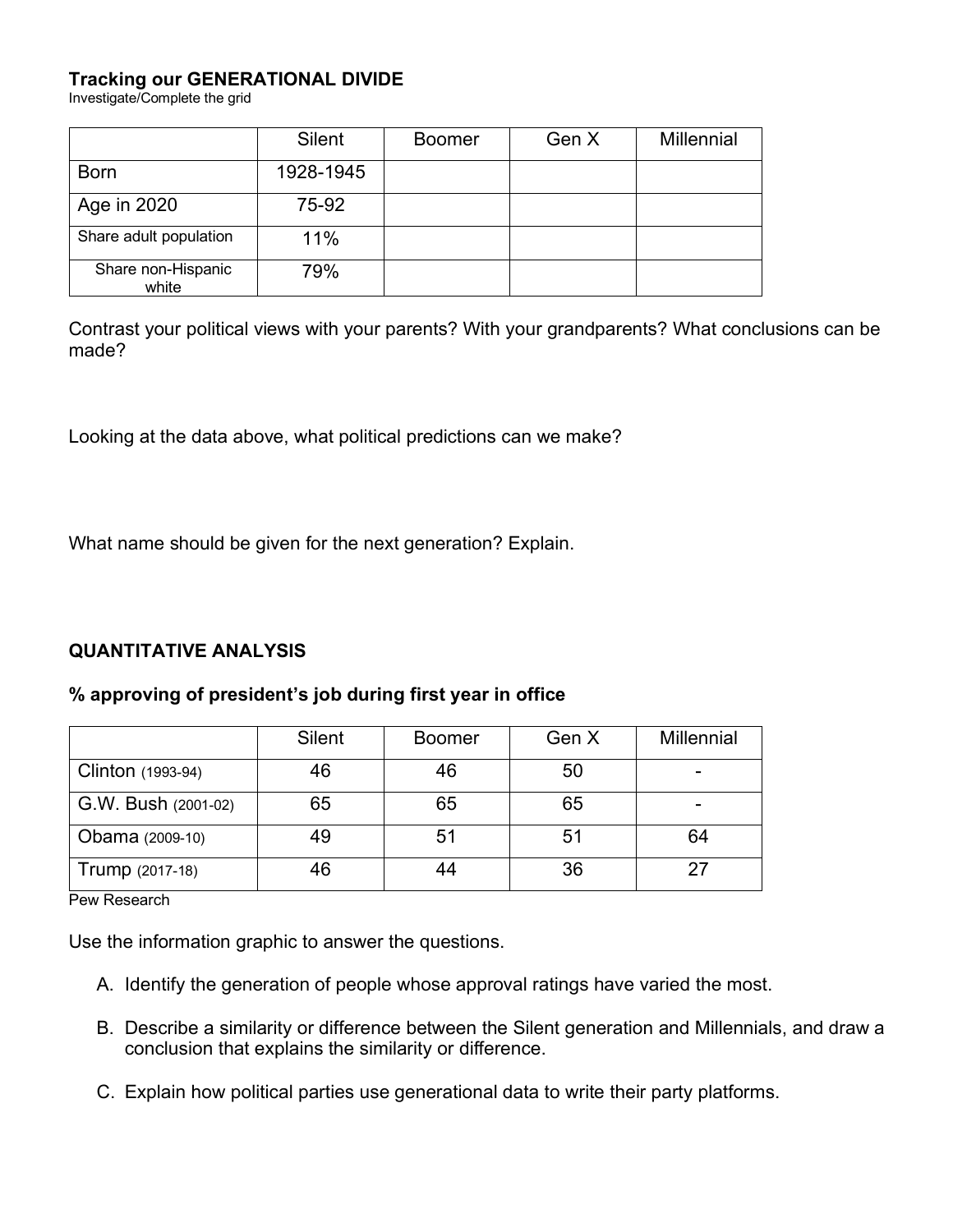**Tracking our GENERATIONAL DIVIDE**

Investigate/Complete the grid

| | Silent | Boomer | Gen X | Millennial |
|---|---|---|---|---|
| Born | 1928-1945 | | | |
| Age in 2020 | 75-92 | | | |
| Share adult population | 11% | | | |
| Share non-Hispanic white | 79% | | | |

Contrast your political views with your parents? With your grandparents? What conclusions can be made?

Looking at the data above, what political predictions can we make?

What name should be given for the next generation? Explain.

**QUANTITATIVE ANALYSIS**

**% approving of president's job during first year in office**

| | Silent | Boomer | Gen X | Millennial |
|---|---|---|---|---|
| Clinton (1993-94) | 46 | 46 | 50 | - |
| G.W. Bush (2001-02) | 65 | 65 | 65 | - |
| Obama (2009-10) | 49 | 51 | 51 | 64 |
| Trump (2017-18) | 46 | 44 | 36 | 27 |

Pew Research

Use the information graphic to answer the questions.

A. Identify the generation of people whose approval ratings have varied the most.

B. Describe a similarity or difference between the Silent generation and Millennials, and draw a conclusion that explains the similarity or difference.

C. Explain how political parties use generational data to write their party platforms.